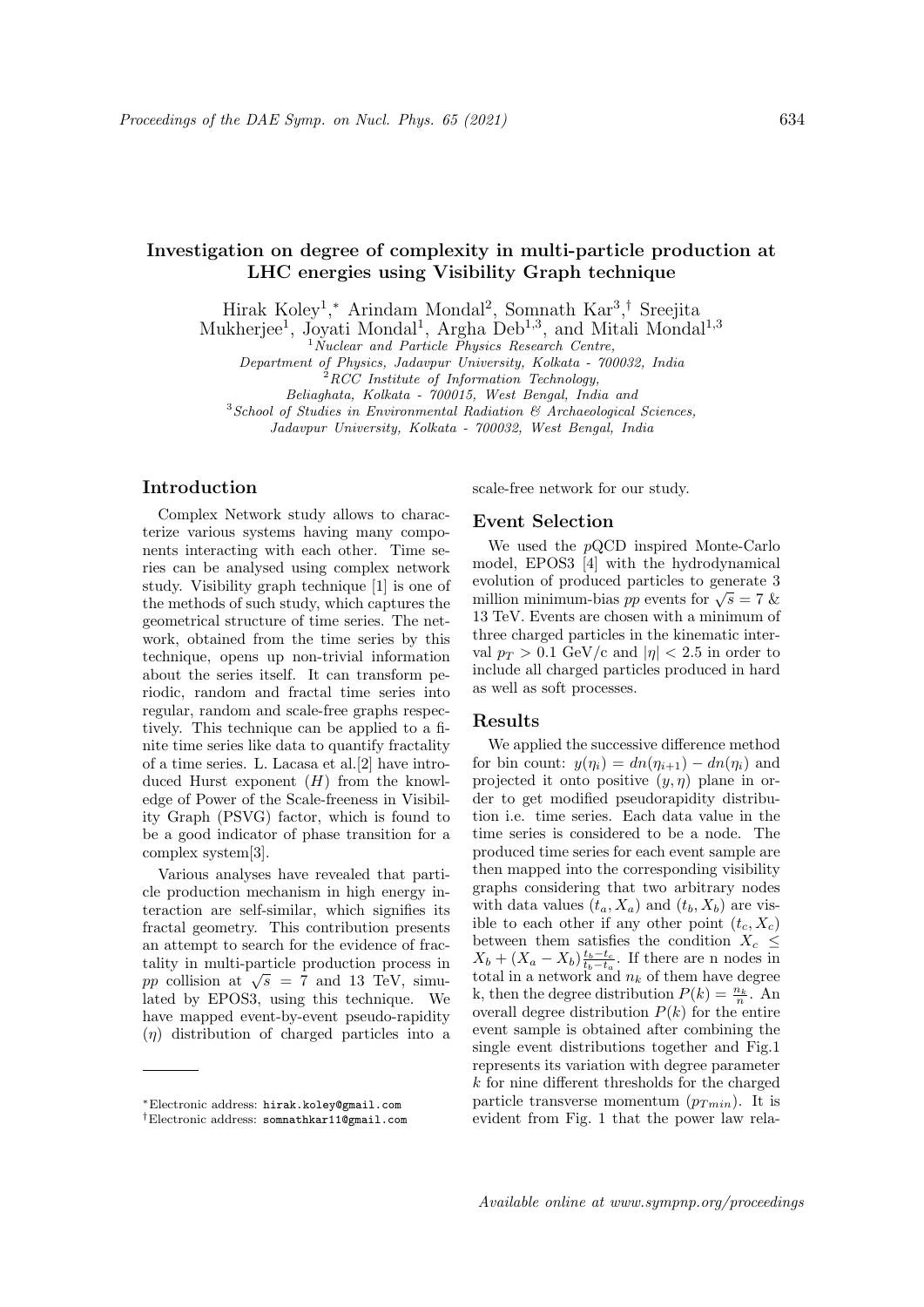# Investigation on degree of complexity in multi-particle production at LHC energies using Visibility Graph technique

Hirak Koley[1],* Arindam Mondal[2], Somnath Kar[3],† Sreejita Mukherjee[1], Joyati Mondal[1], Argha Deb[1,3], and Mitali Mondal[1,3]

[1]*Nuclear and Particle Physics Research Centre, Department of Physics, Jadavpur University, Kolkata - 700032, India*
[2]*RCC Institute of Information Technology, Beliaghata, Kolkata - 700015, West Bengal, India and*
[3]*School of Studies in Environmental Radiation & Archaeological Sciences, Jadavpur University, Kolkata - 700032, West Bengal, India*

## Introduction

Complex Network study allows to characterize various systems having many components interacting with each other. Time series can be analysed using complex network study. Visibility graph technique [1] is one of the methods of such study, which captures the geometrical structure of time series. The network, obtained from the time series by this technique, opens up non-trivial information about the series itself. It can transform periodic, random and fractal time series into regular, random and scale-free graphs respectively. This technique can be applied to a finite time series like data to quantify fractality of a time series. L. Lacasa et al.[2] have introduced Hurst exponent ($H$) from the knowledge of Power of the Scale-freeness in Visibility Graph (PSVG) factor, which is found to be a good indicator of phase transition for a complex system[3].

Various analyses have revealed that particle production mechanism in high energy interaction are self-similar, which signifies its fractal geometry. This contribution presents an attempt to search for the evidence of fractality in multi-particle production process in *pp* collision at $\sqrt{s}$ = 7 and 13 TeV, simulated by EPOS3, using this technique. We have mapped event-by-event pseudo-rapidity ($\eta$) distribution of charged particles into a scale-free network for our study.

## Event Selection

We used the *p*QCD inspired Monte-Carlo model, EPOS3 [4] with the hydrodynamical evolution of produced particles to generate 3 million minimum-bias *pp* events for $\sqrt{s}$ = 7 & 13 TeV. Events are chosen with a minimum of three charged particles in the kinematic interval $p_T > 0.1$ GeV/c and $|\eta| < 2.5$ in order to include all charged particles produced in hard as well as soft processes.

## Results

We applied the successive difference method for bin count: $y(\eta_i) = dn(\eta_{i+1}) - dn(\eta_i)$ and projected it onto positive $(y, \eta)$ plane in order to get modified pseudorapidity distribution i.e. time series. Each data value in the time series is considered to be a node. The produced time series for each event sample are then mapped into the corresponding visibility graphs considering that two arbitrary nodes with data values $(t_a, X_a)$ and $(t_b, X_b)$ are visible to each other if any other point $(t_c, X_c)$ between them satisfies the condition $X_c \leq X_b + (X_a - X_b)\frac{t_b - t_c}{t_b - t_a}$. If there are n nodes in total in a network and $n_k$ of them have degree k, then the degree distribution $P(k) = \frac{n_k}{n}$. An overall degree distribution $P(k)$ for the entire event sample is obtained after combining the single event distributions together and Fig.1 represents its variation with degree parameter $k$ for nine different thresholds for the charged particle transverse momentum ($p_{Tmin}$). It is evident from Fig. 1 that the power law rela-

*Electronic address: hirak.koley@gmail.com
†Electronic address: somnathkar11@gmail.com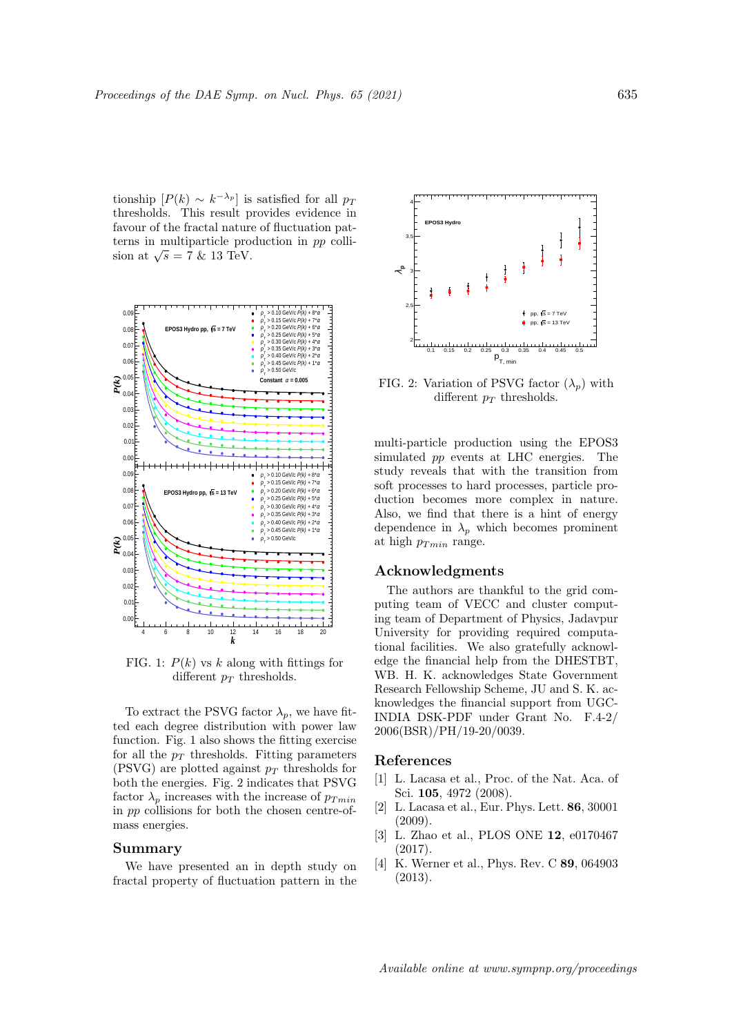tionship $[P(k) \sim k^{-\lambda_p}]$ is satisfied for all $p_T$ thresholds. This result provides evidence in favour of the fractal nature of fluctuation patterns in multiparticle production in $pp$ collision at $\sqrt{s}$ = 7 & 13 TeV.

EPOS3 Hydro pp, $\sqrt{s}$ = 7 TeV

$p_T$ > 0.10 GeV/c P(k) + 8*α
$p_T$ > 0.15 GeV/c P(k) + 7*α
$p_T$ > 0.20 GeV/c P(k) + 6*α
$p_T$ > 0.25 GeV/c P(k) + 5*α
$p_T$ > 0.30 GeV/c P(k) + 4*α
$p_T$ > 0.35 GeV/c P(k) + 3*α
$p_T$ > 0.40 GeV/c P(k) + 2*α
$p_T$ > 0.45 GeV/c P(k) + 1*α
$p_T$ > 0.50 GeV/c

Constant α = 0.005

EPOS3 Hydro pp, $\sqrt{s}$ = 13 TeV

$p_T$ > 0.10 GeV/c P(k) + 8*α
$p_T$ > 0.15 GeV/c P(k) + 7*α
$p_T$ > 0.20 GeV/c P(k) + 6*α
$p_T$ > 0.25 GeV/c P(k) + 5*α
$p_T$ > 0.30 GeV/c P(k) + 4*α
$p_T$ > 0.35 GeV/c P(k) + 3*α
$p_T$ > 0.40 GeV/c P(k) + 2*α
$p_T$ > 0.45 GeV/c P(k) + 1*α
$p_T$ > 0.50 GeV/c

P(k)
k

FIG. 1: $P(k)$ vs $k$ along with fittings for different $p_T$ thresholds.

To extract the PSVG factor $\lambda_p$, we have fitted each degree distribution with power law function. Fig. 1 also shows the fitting exercise for all the $p_T$ thresholds. Fitting parameters (PSVG) are plotted against $p_T$ thresholds for both the energies. Fig. 2 indicates that PSVG factor $\lambda_p$ increases with the increase of $p_{Tmin}$ in $pp$ collisions for both the chosen centre-of-mass energies.

## Summary

We have presented an in depth study on fractal property of fluctuation pattern in the

EPOS3 Hydro

pp, $\sqrt{s}$ = 7 TeV
pp, $\sqrt{s}$ = 13 TeV

$\lambda_p$
$p_{T,\,min}$

FIG. 2: Variation of PSVG factor ($\lambda_p$) with different $p_T$ thresholds.

multi-particle production using the EPOS3 simulated $pp$ events at LHC energies. The study reveals that with the transition from soft processes to hard processes, particle production becomes more complex in nature. Also, we find that there is a hint of energy dependence in $\lambda_p$ which becomes prominent at high $p_{Tmin}$ range.

## Acknowledgments

The authors are thankful to the grid computing team of VECC and cluster computing team of Department of Physics, Jadavpur University for providing required computational facilities. We also gratefully acknowledge the financial help from the DHESTBT, WB. H. K. acknowledges State Government Research Fellowship Scheme, JU and S. K. acknowledges the financial support from UGC-INDIA DSK-PDF under Grant No. F.4-2/2006(BSR)/PH/19-20/0039.

## References

[1] L. Lacasa et al., Proc. of the Nat. Aca. of Sci. **105**, 4972 (2008).
[2] L. Lacasa et al., Eur. Phys. Lett. **86**, 30001 (2009).
[3] L. Zhao et al., PLOS ONE **12**, e0170467 (2017).
[4] K. Werner et al., Phys. Rev. C **89**, 064903 (2013).